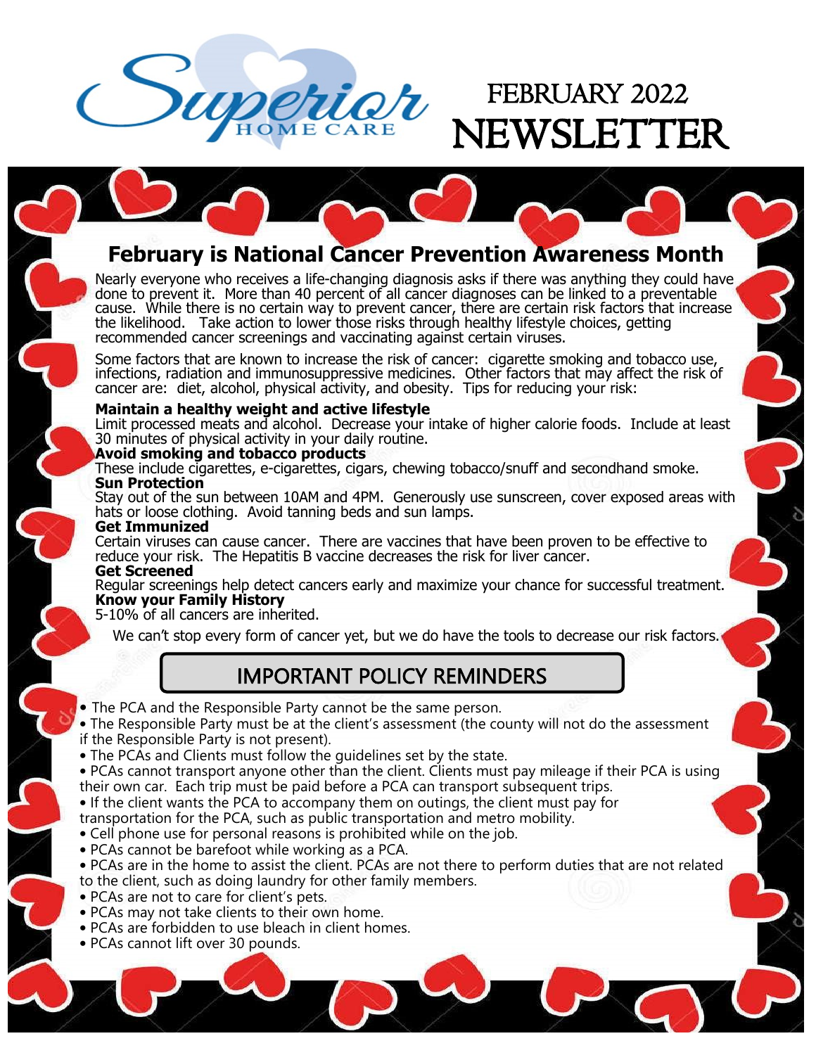Superior HOME CARE

# FEBRUARY 2022 NEWSLETTER

## February is National Cancer Prevention Awareness Month

Nearly everyone who receives a life-changing diagnosis asks if there was anything they could have done to prevent it. More than 40 percent of all cancer diagnoses can be linked to a preventable cause. While there is no certain way to prevent cancer, there are certain risk factors that increase the likelihood. Take action to lower those risks through healthy lifestyle choices, getting recommended cancer screenings and vaccinating against certain viruses.

Some factors that are known to increase the risk of cancer: cigarette smoking and tobacco use, infections, radiation and immunosuppressive medicines. Other factors that may affect the risk of cancer are: diet, alcohol, physical activity, and obesity. Tips for reducing your risk:

**Maintain a healthy weight and active lifestyle**
Limit processed meats and alcohol. Decrease your intake of higher calorie foods. Include at least 30 minutes of physical activity in your daily routine.

**Avoid smoking and tobacco products**
These include cigarettes, e-cigarettes, cigars, chewing tobacco/snuff and secondhand smoke.

**Sun Protection**
Stay out of the sun between 10AM and 4PM. Generously use sunscreen, cover exposed areas with hats or loose clothing. Avoid tanning beds and sun lamps.

**Get Immunized**
Certain viruses can cause cancer. There are vaccines that have been proven to be effective to reduce your risk. The Hepatitis B vaccine decreases the risk for liver cancer.

**Get Screened**
Regular screenings help detect cancers early and maximize your chance for successful treatment.

**Know your Family History**
5-10% of all cancers are inherited.

We can't stop every form of cancer yet, but we do have the tools to decrease our risk factors.

## IMPORTANT POLICY REMINDERS

- The PCA and the Responsible Party cannot be the same person.
- The Responsible Party must be at the client's assessment (the county will not do the assessment if the Responsible Party is not present).
- The PCAs and Clients must follow the guidelines set by the state.
- PCAs cannot transport anyone other than the client. Clients must pay mileage if their PCA is using their own car. Each trip must be paid before a PCA can transport subsequent trips.
- If the client wants the PCA to accompany them on outings, the client must pay for transportation for the PCA, such as public transportation and metro mobility.
- Cell phone use for personal reasons is prohibited while on the job.
- PCAs cannot be barefoot while working as a PCA.
- PCAs are in the home to assist the client. PCAs are not there to perform duties that are not related to the client, such as doing laundry for other family members.
- PCAs are not to care for client's pets.
- PCAs may not take clients to their own home.
- PCAs are forbidden to use bleach in client homes.
- PCAs cannot lift over 30 pounds.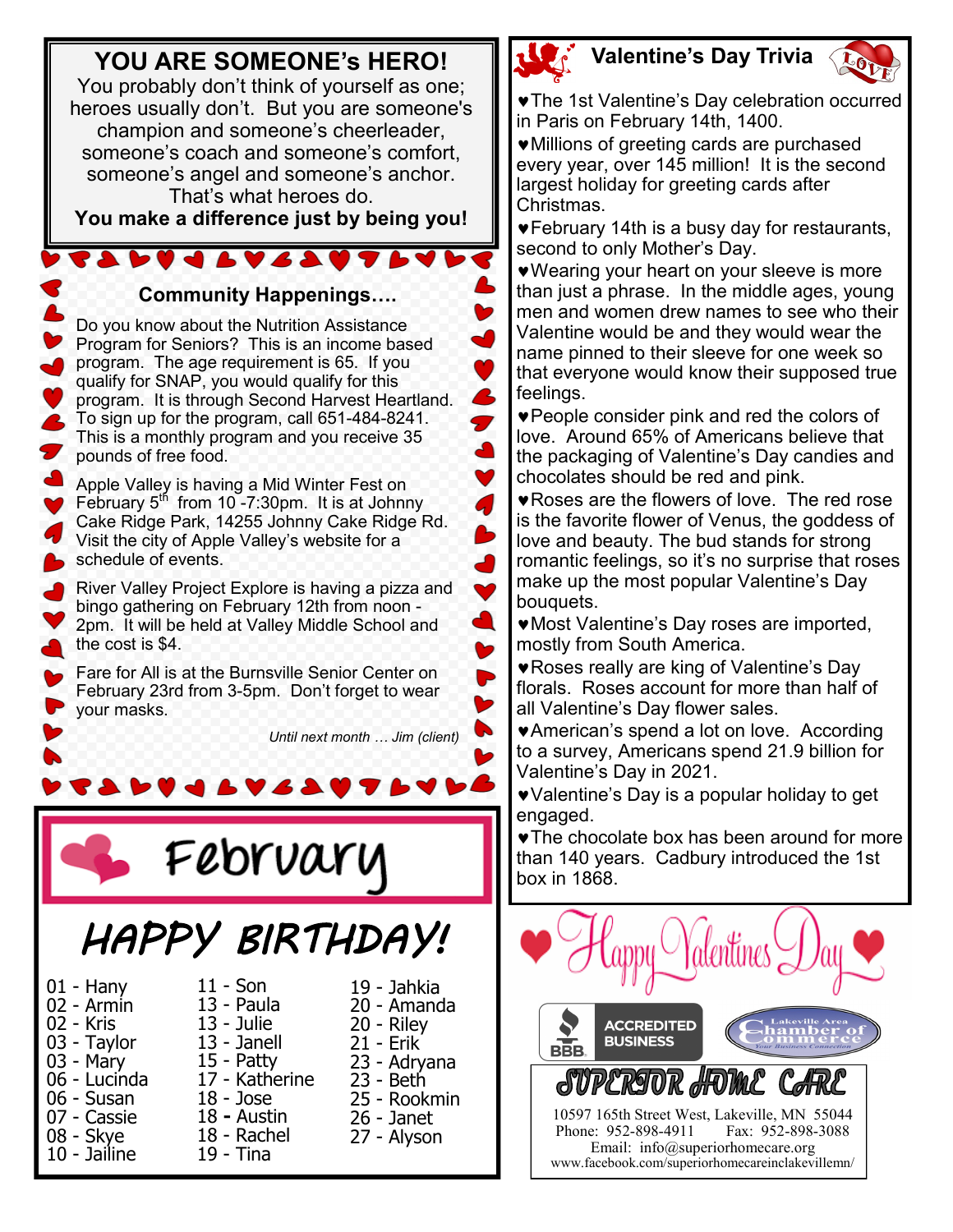# YOU ARE SOMEONE's HERO!

You probably don't think of yourself as one; heroes usually don't. But you are someone's champion and someone's cheerleader, someone's coach and someone's comfort, someone's angel and someone's anchor. That's what heroes do.

**You make a difference just by being you!**

## Community Happenings….

Do you know about the Nutrition Assistance Program for Seniors? This is an income based program. The age requirement is 65. If you qualify for SNAP, you would qualify for this program. It is through Second Harvest Heartland. To sign up for the program, call 651-484-8241. This is a monthly program and you receive 35 pounds of free food.

Apple Valley is having a Mid Winter Fest on February 5th from 10 -7:30pm. It is at Johnny Cake Ridge Park, 14255 Johnny Cake Ridge Rd. Visit the city of Apple Valley's website for a schedule of events.

River Valley Project Explore is having a pizza and bingo gathering on February 12th from noon - 2pm. It will be held at Valley Middle School and the cost is $4.

Fare for All is at the Burnsville Senior Center on February 23rd from 3-5pm. Don't forget to wear your masks.

*Until next month … Jim (client)*

## February

# HAPPY BIRTHDAY!

01 - Hany
02 - Armin
02 - Kris
03 - Taylor
03 - Mary
06 - Lucinda
06 - Susan
07 - Cassie
08 - Skye
10 - Jailine
11 - Son
13 - Paula
13 - Julie
13 - Janell
15 - Patty
17 - Katherine
18 - Jose
18 - Austin
18 - Rachel
19 - Tina
19 - Jahkia
20 - Amanda
20 - Riley
21 - Erik
23 - Adryana
23 - Beth
25 - Rookmin
26 - Janet
27 - Alyson

## Valentine's Day Trivia

♥The 1st Valentine's Day celebration occurred in Paris on February 14th, 1400.

♥Millions of greeting cards are purchased every year, over 145 million! It is the second largest holiday for greeting cards after Christmas.

♥February 14th is a busy day for restaurants, second to only Mother's Day.

♥Wearing your heart on your sleeve is more than just a phrase. In the middle ages, young men and women drew names to see who their Valentine would be and they would wear the name pinned to their sleeve for one week so that everyone would know their supposed true feelings.

♥People consider pink and red the colors of love. Around 65% of Americans believe that the packaging of Valentine's Day candies and chocolates should be red and pink.

♥Roses are the flowers of love. The red rose is the favorite flower of Venus, the goddess of love and beauty. The bud stands for strong romantic feelings, so it's no surprise that roses make up the most popular Valentine's Day bouquets.

♥Most Valentine's Day roses are imported, mostly from South America.

♥Roses really are king of Valentine's Day florals. Roses account for more than half of all Valentine's Day flower sales.

♥American's spend a lot on love. According to a survey, Americans spend 21.9 billion for Valentine's Day in 2021.

♥Valentine's Day is a popular holiday to get engaged.

♥The chocolate box has been around for more than 140 years. Cadbury introduced the 1st box in 1868.

Happy Valentines Day

BBB ACCREDITED BUSINESS

Lakeville Area Chamber of Commerce — Your Business Connection

**SUPERIOR HOME CARE**

10597 165th Street West, Lakeville, MN 55044
Phone: 952-898-4911 Fax: 952-898-3088
Email: info@superiorhomecare.org
www.facebook.com/superiorhomecareinclakevillemn/